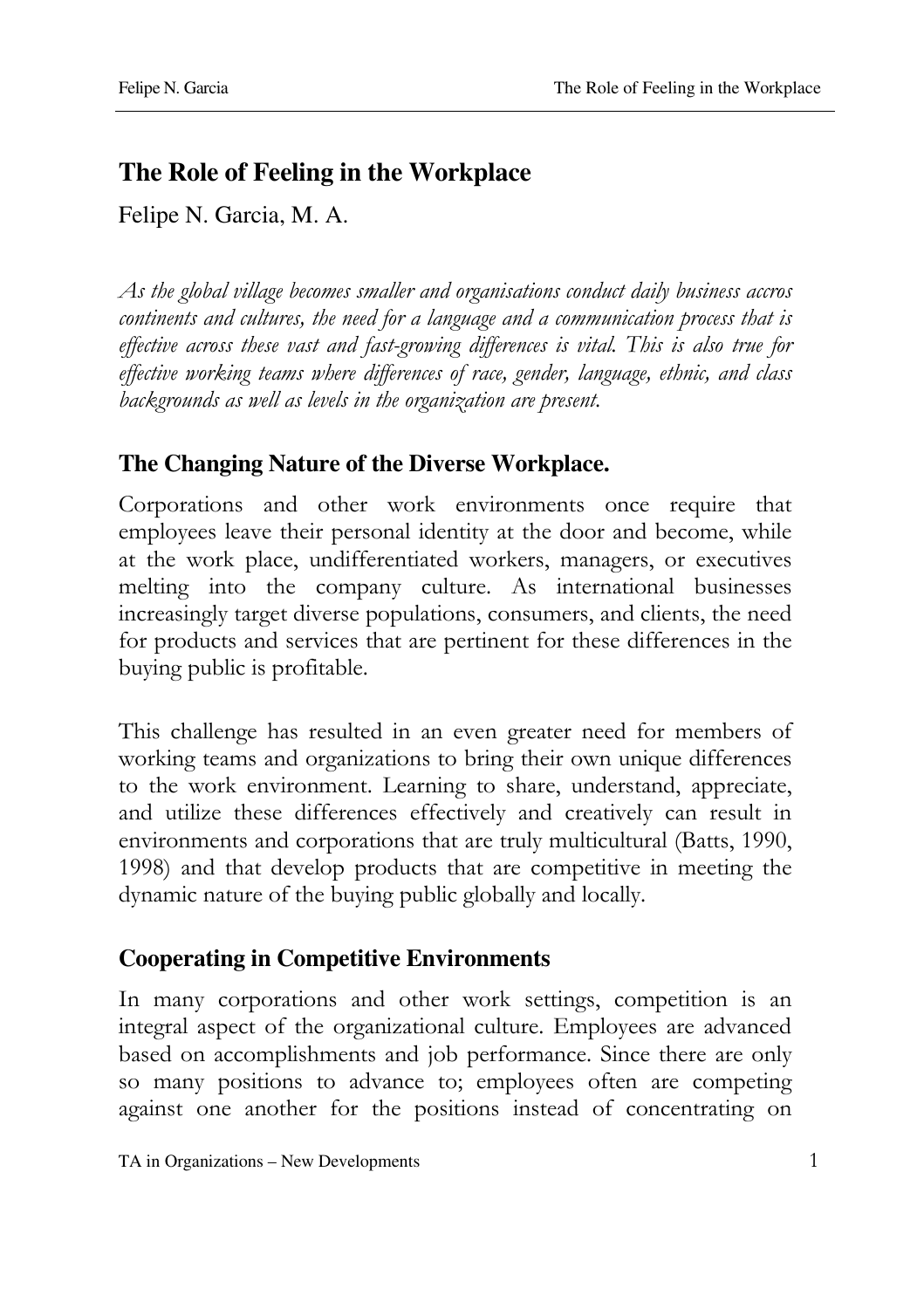# The Role of Feeling in the Workplace

Felipe N. Garcia, M. A.

*As the global village becomes smaller and organisations conduct daily business accros continents and cultures, the need for a language and a communication process that is effective across these vast and fast-growing differences is vital. This is also true for effective working teams where differences of race, gender, language, ethnic, and class backgrounds as well as levels in the organization are present.*

## The Changing Nature of the Diverse Workplace.

Corporations and other work environments once require that employees leave their personal identity at the door and become, while at the work place, undifferentiated workers, managers, or executives melting into the company culture. As international businesses increasingly target diverse populations, consumers, and clients, the need for products and services that are pertinent for these differences in the buying public is profitable.

This challenge has resulted in an even greater need for members of working teams and organizations to bring their own unique differences to the work environment. Learning to share, understand, appreciate, and utilize these differences effectively and creatively can result in environments and corporations that are truly multicultural (Batts, 1990, 1998) and that develop products that are competitive in meeting the dynamic nature of the buying public globally and locally.

## Cooperating in Competitive Environments

In many corporations and other work settings, competition is an integral aspect of the organizational culture. Employees are advanced based on accomplishments and job performance. Since there are only so many positions to advance to; employees often are competing against one another for the positions instead of concentrating on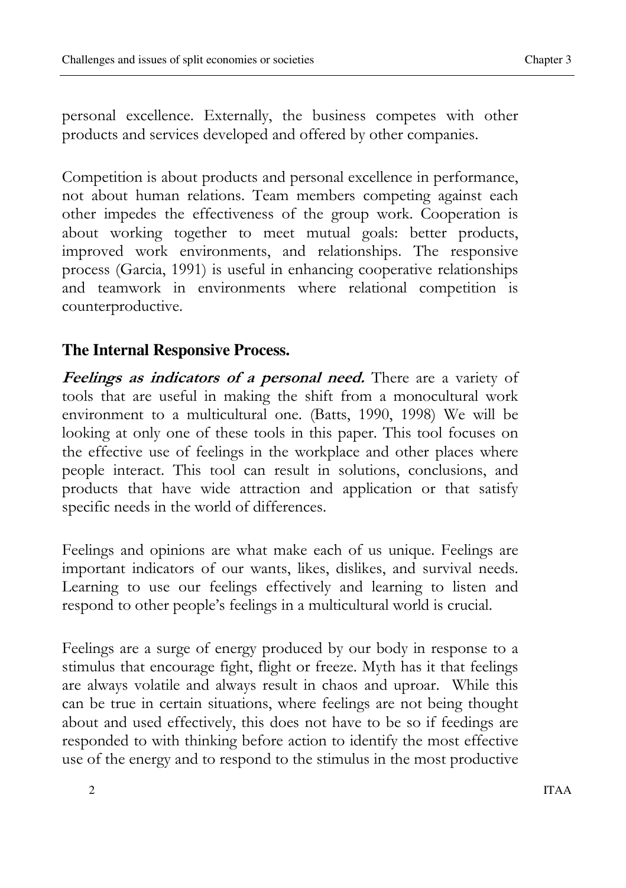personal excellence. Externally, the business competes with other products and services developed and offered by other companies.

Competition is about products and personal excellence in performance, not about human relations. Team members competing against each other impedes the effectiveness of the group work. Cooperation is about working together to meet mutual goals: better products, improved work environments, and relationships. The responsive process (Garcia, 1991) is useful in enhancing cooperative relationships and teamwork in environments where relational competition is counterproductive.

## The Internal Responsive Process.

***Feelings as indicators of a personal need.*** There are a variety of tools that are useful in making the shift from a monocultural work environment to a multicultural one. (Batts, 1990, 1998) We will be looking at only one of these tools in this paper. This tool focuses on the effective use of feelings in the workplace and other places where people interact. This tool can result in solutions, conclusions, and products that have wide attraction and application or that satisfy specific needs in the world of differences.

Feelings and opinions are what make each of us unique. Feelings are important indicators of our wants, likes, dislikes, and survival needs. Learning to use our feelings effectively and learning to listen and respond to other people's feelings in a multicultural world is crucial.

Feelings are a surge of energy produced by our body in response to a stimulus that encourage fight, flight or freeze. Myth has it that feelings are always volatile and always result in chaos and uproar. While this can be true in certain situations, where feelings are not being thought about and used effectively, this does not have to be so if feedings are responded to with thinking before action to identify the most effective use of the energy and to respond to the stimulus in the most productive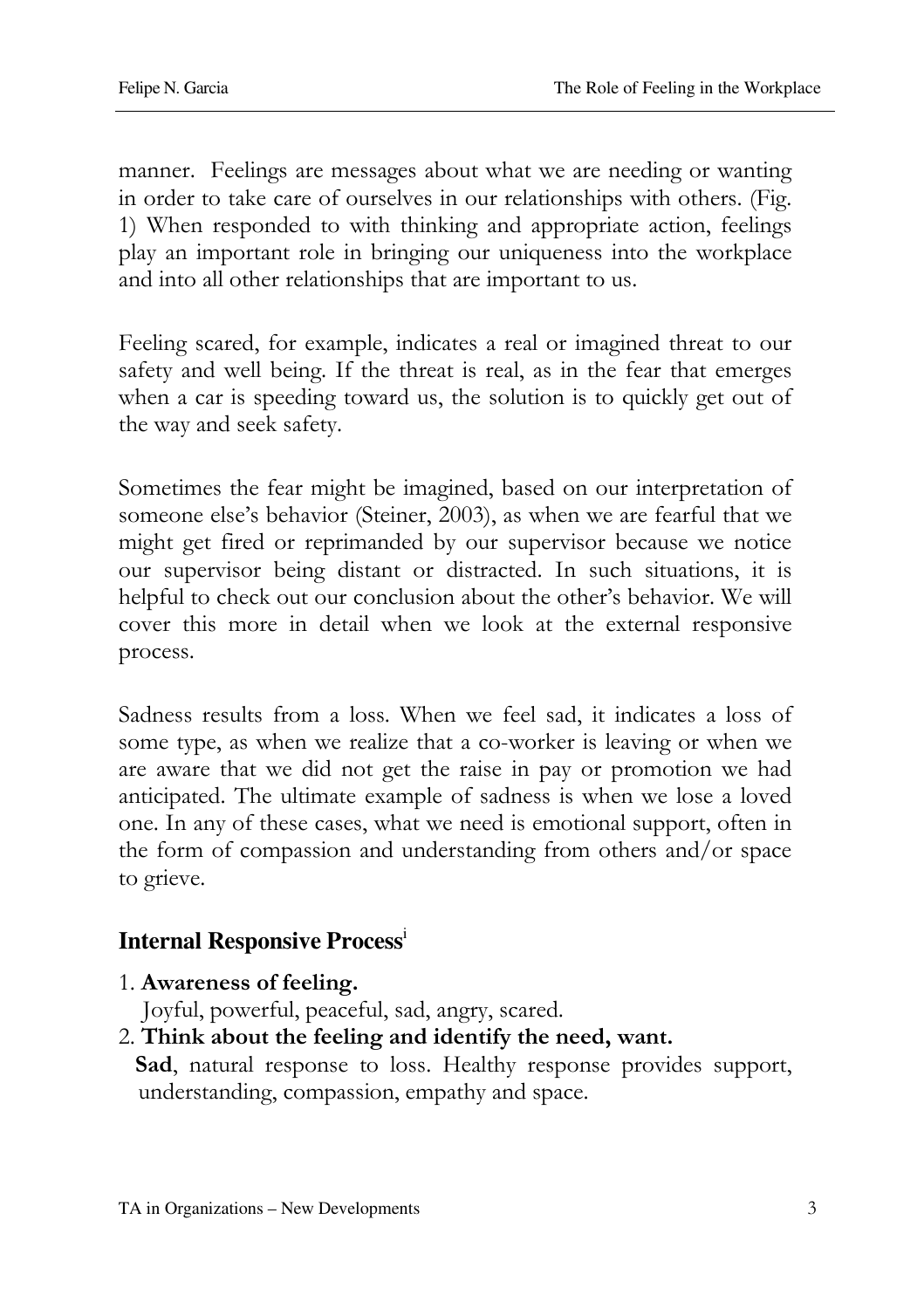manner. Feelings are messages about what we are needing or wanting in order to take care of ourselves in our relationships with others. (Fig. 1) When responded to with thinking and appropriate action, feelings play an important role in bringing our uniqueness into the workplace and into all other relationships that are important to us.

Feeling scared, for example, indicates a real or imagined threat to our safety and well being. If the threat is real, as in the fear that emerges when a car is speeding toward us, the solution is to quickly get out of the way and seek safety.

Sometimes the fear might be imagined, based on our interpretation of someone else's behavior (Steiner, 2003), as when we are fearful that we might get fired or reprimanded by our supervisor because we notice our supervisor being distant or distracted. In such situations, it is helpful to check out our conclusion about the other's behavior. We will cover this more in detail when we look at the external responsive process.

Sadness results from a loss. When we feel sad, it indicates a loss of some type, as when we realize that a co-worker is leaving or when we are aware that we did not get the raise in pay or promotion we had anticipated. The ultimate example of sadness is when we lose a loved one. In any of these cases, what we need is emotional support, often in the form of compassion and understanding from others and/or space to grieve.

## Internal Responsive Process[i]

1. **Awareness of feeling.**
   Joyful, powerful, peaceful, sad, angry, scared.
2. **Think about the feeling and identify the need, want.**
   **Sad**, natural response to loss. Healthy response provides support, understanding, compassion, empathy and space.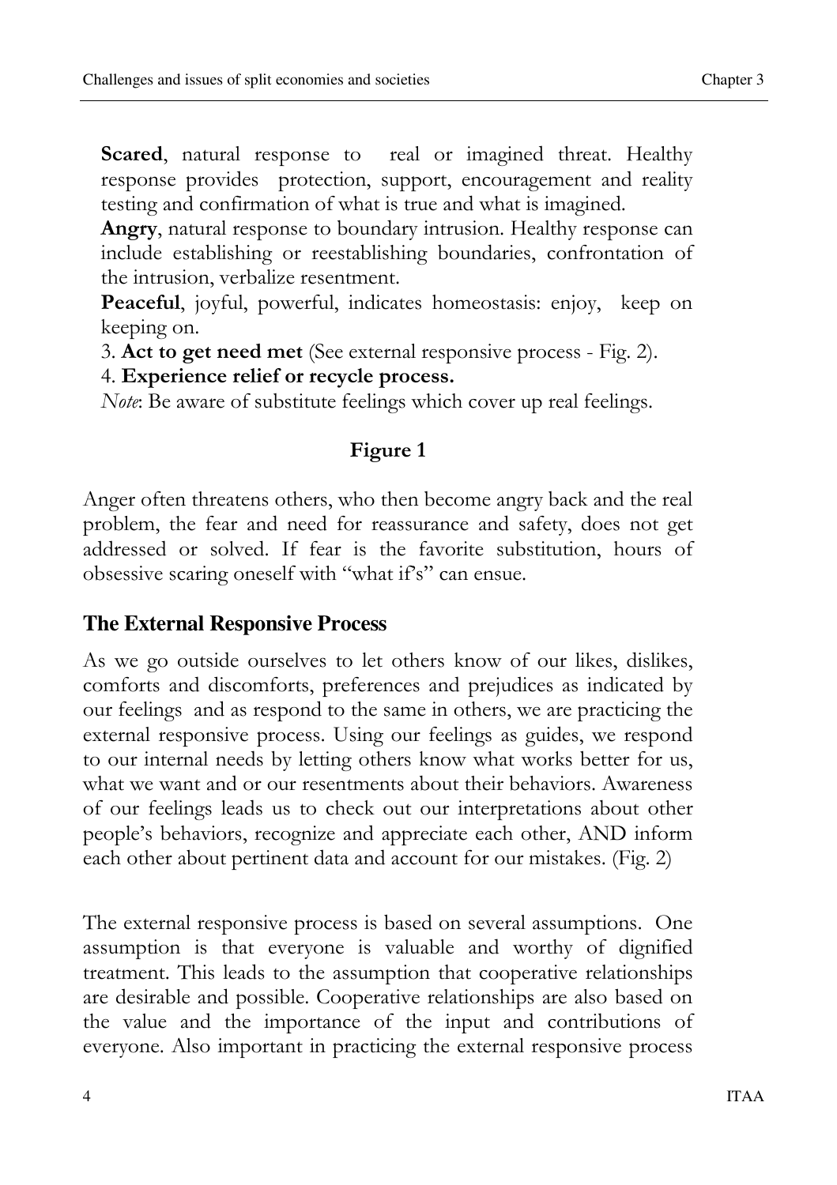**Scared**, natural response to real or imagined threat. Healthy response provides protection, support, encouragement and reality testing and confirmation of what is true and what is imagined.

**Angry**, natural response to boundary intrusion. Healthy response can include establishing or reestablishing boundaries, confrontation of the intrusion, verbalize resentment.

**Peaceful**, joyful, powerful, indicates homeostasis: enjoy, keep on keeping on.

3. **Act to get need met** (See external responsive process - Fig. 2).

4. **Experience relief or recycle process.**

*Note*: Be aware of substitute feelings which cover up real feelings.

**Figure 1**

Anger often threatens others, who then become angry back and the real problem, the fear and need for reassurance and safety, does not get addressed or solved. If fear is the favorite substitution, hours of obsessive scaring oneself with "what if's" can ensue.

## The External Responsive Process

As we go outside ourselves to let others know of our likes, dislikes, comforts and discomforts, preferences and prejudices as indicated by our feelings and as respond to the same in others, we are practicing the external responsive process. Using our feelings as guides, we respond to our internal needs by letting others know what works better for us, what we want and or our resentments about their behaviors. Awareness of our feelings leads us to check out our interpretations about other people's behaviors, recognize and appreciate each other, AND inform each other about pertinent data and account for our mistakes. (Fig. 2)

The external responsive process is based on several assumptions. One assumption is that everyone is valuable and worthy of dignified treatment. This leads to the assumption that cooperative relationships are desirable and possible. Cooperative relationships are also based on the value and the importance of the input and contributions of everyone. Also important in practicing the external responsive process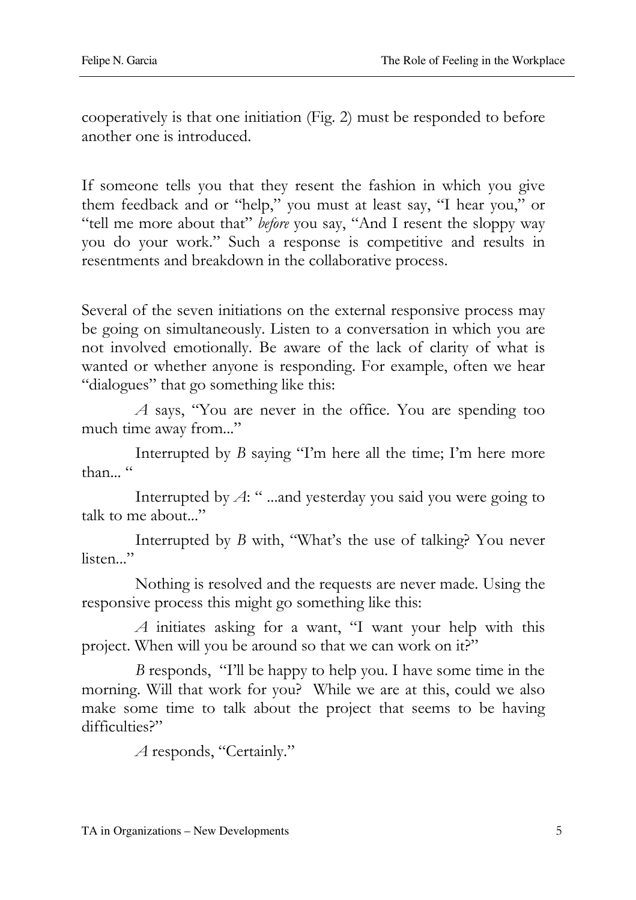cooperatively is that one initiation (Fig. 2) must be responded to before another one is introduced.

If someone tells you that they resent the fashion in which you give them feedback and or "help," you must at least say, "I hear you," or "tell me more about that" *before* you say, "And I resent the sloppy way you do your work." Such a response is competitive and results in resentments and breakdown in the collaborative process.

Several of the seven initiations on the external responsive process may be going on simultaneously. Listen to a conversation in which you are not involved emotionally. Be aware of the lack of clarity of what is wanted or whether anyone is responding. For example, often we hear "dialogues" that go something like this:

*A* says, "You are never in the office. You are spending too much time away from..."

Interrupted by *B* saying "I'm here all the time; I'm here more than... "

Interrupted by *A*: " ...and yesterday you said you were going to talk to me about..."

Interrupted by *B* with, "What's the use of talking? You never listen..."

Nothing is resolved and the requests are never made. Using the responsive process this might go something like this:

*A* initiates asking for a want, "I want your help with this project. When will you be around so that we can work on it?"

*B* responds, "I'll be happy to help you. I have some time in the morning. Will that work for you? While we are at this, could we also make some time to talk about the project that seems to be having difficulties?"

*A* responds, "Certainly."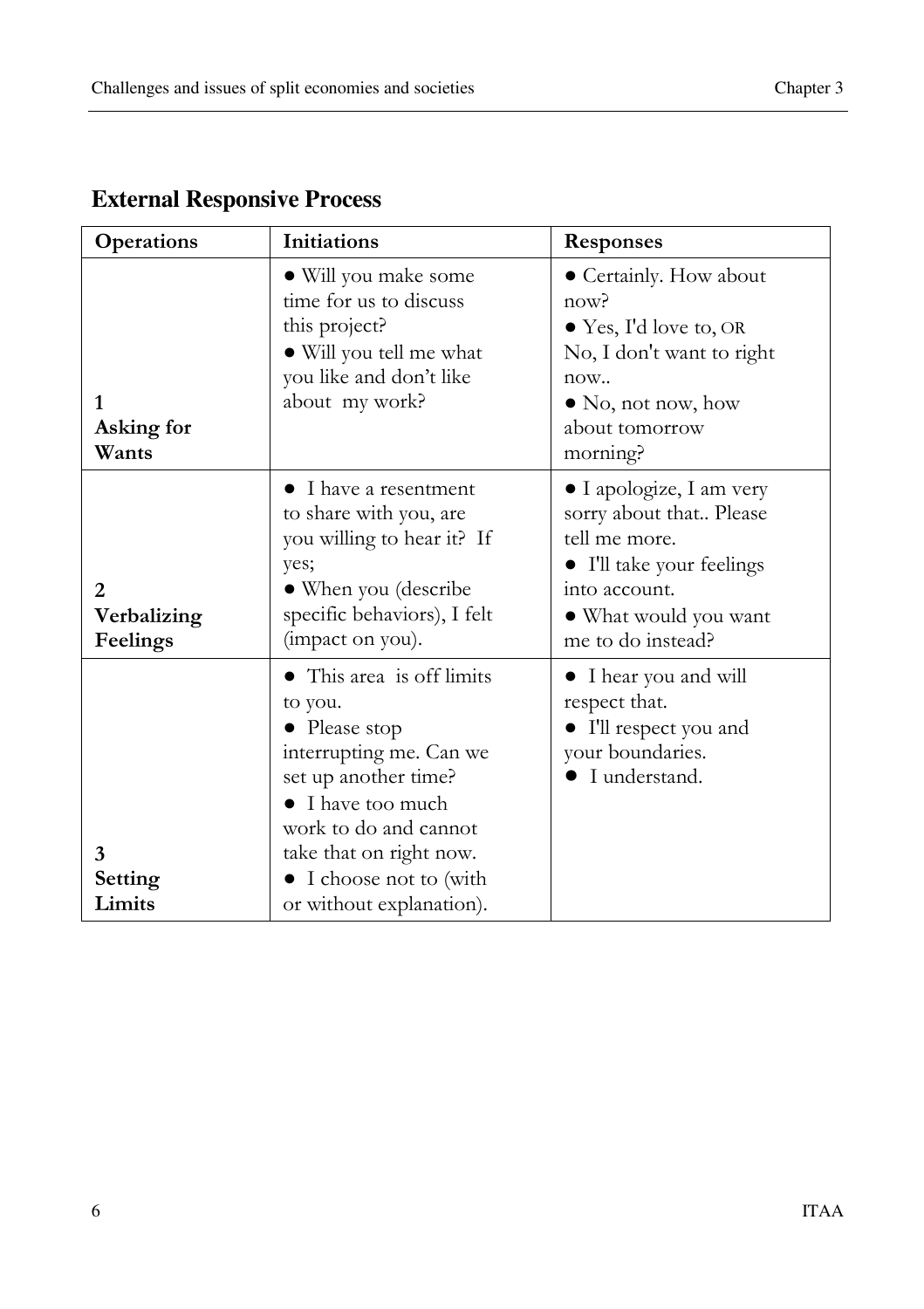## External Responsive Process

| Operations | Initiations | Responses |
|---|---|---|
| **1 Asking for Wants** | • Will you make some time for us to discuss this project? • Will you tell me what you like and don't like about my work? | • Certainly. How about now? • Yes, I'd love to, OR No, I don't want to right now.. • No, not now, how about tomorrow morning? |
| **2 Verbalizing Feelings** | • I have a resentment to share with you, are you willing to hear it? If yes; • When you (describe specific behaviors), I felt (impact on you). | • I apologize, I am very sorry about that.. Please tell me more. • I'll take your feelings into account. • What would you want me to do instead? |
| **3 Setting Limits** | • This area is off limits to you. • Please stop interrupting me. Can we set up another time? • I have too much work to do and cannot take that on right now. • I choose not to (with or without explanation). | • I hear you and will respect that. • I'll respect you and your boundaries. • I understand. |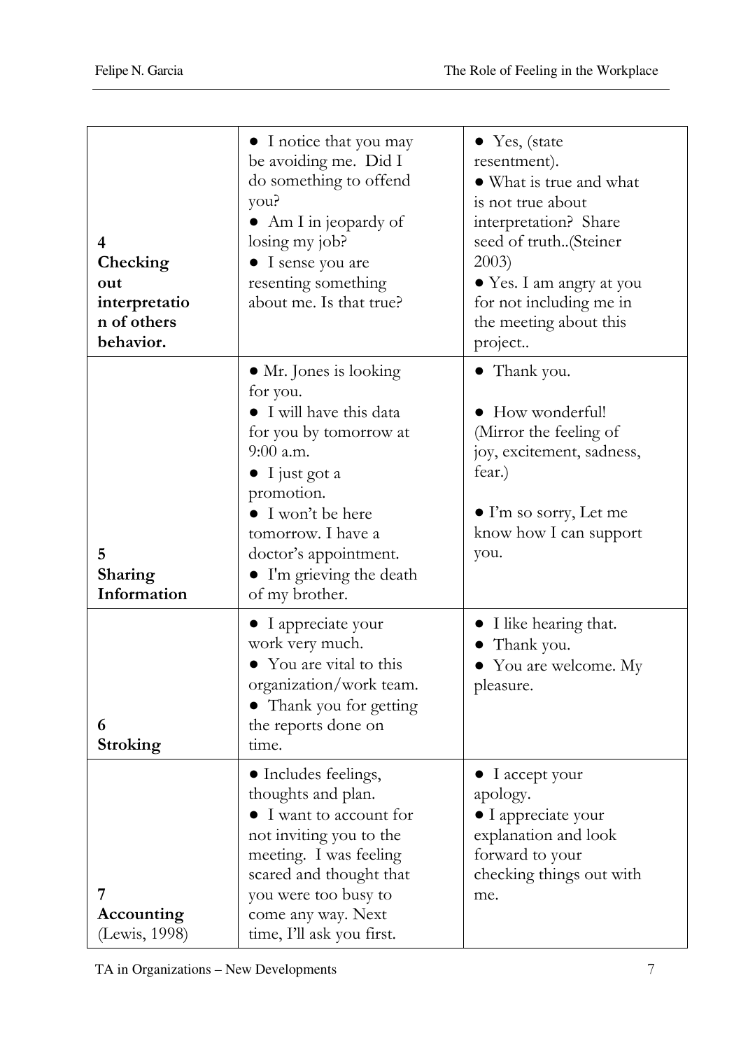| | | |
|---|---|---|
| **4 Checking out interpretation of others behavior.** | • I notice that you may be avoiding me. Did I do something to offend you?<br>• Am I in jeopardy of losing my job?<br>• I sense you are resenting something about me. Is that true? | • Yes, (state resentment).<br>• What is true and what is not true about interpretation? Share seed of truth..(Steiner 2003)<br>• Yes. I am angry at you for not including me in the meeting about this project.. |
| **5 Sharing Information** | • Mr. Jones is looking for you.<br>• I will have this data for you by tomorrow at 9:00 a.m.<br>• I just got a promotion.<br>• I won't be here tomorrow. I have a doctor's appointment.<br>• I'm grieving the death of my brother. | • Thank you.<br><br>• How wonderful! (Mirror the feeling of joy, excitement, sadness, fear.)<br><br>• I'm so sorry, Let me know how I can support you. |
| **6 Stroking** | • I appreciate your work very much.<br>• You are vital to this organization/work team.<br>• Thank you for getting the reports done on time. | • I like hearing that.<br>• Thank you.<br>• You are welcome. My pleasure. |
| **7 Accounting** (Lewis, 1998) | • Includes feelings, thoughts and plan.<br>• I want to account for not inviting you to the meeting. I was feeling scared and thought that you were too busy to come any way. Next time, I'll ask you first. | • I accept your apology.<br>• I appreciate your explanation and look forward to your checking things out with me. |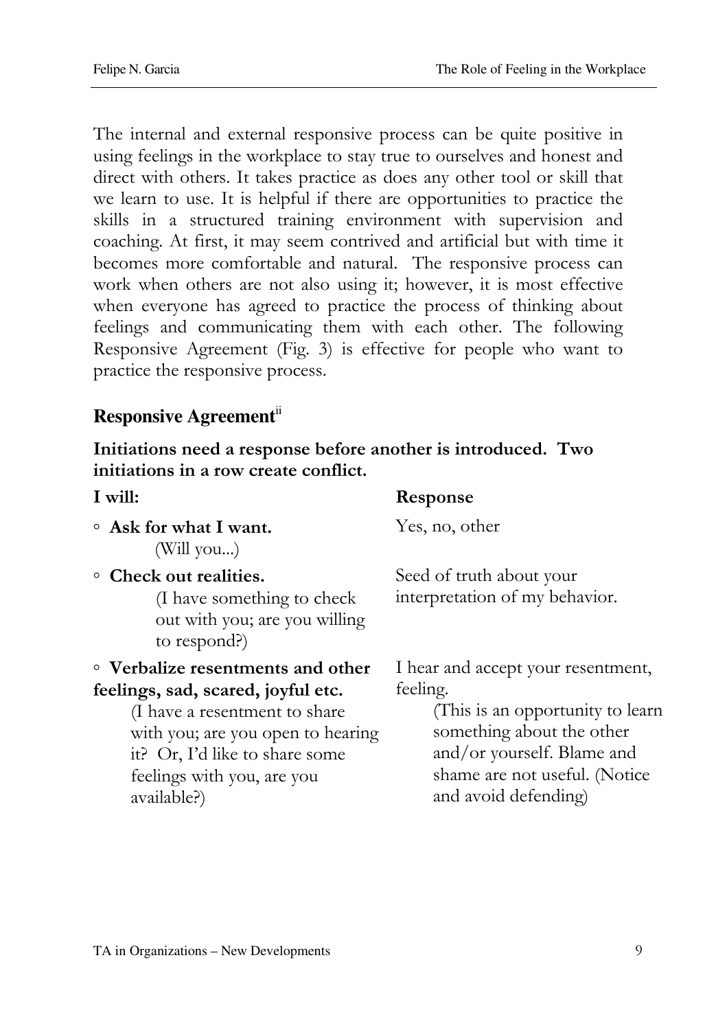The internal and external responsive process can be quite positive in using feelings in the workplace to stay true to ourselves and honest and direct with others. It takes practice as does any other tool or skill that we learn to use. It is helpful if there are opportunities to practice the skills in a structured training environment with supervision and coaching. At first, it may seem contrived and artificial but with time it becomes more comfortable and natural. The responsive process can work when others are not also using it; however, it is most effective when everyone has agreed to practice the process of thinking about feelings and communicating them with each other. The following Responsive Agreement (Fig. 3) is effective for people who want to practice the responsive process.

## Responsive Agreement[ii]

**Initiations need a response before another is introduced. Two initiations in a row create conflict.**

| **I will:** | **Response** |
| --- | --- |
| ◦ **Ask for what I want.** (Will you...) | Yes, no, other |
| ◦ **Check out realities.** (I have something to check out with you; are you willing to respond?) | Seed of truth about your interpretation of my behavior. |
| ◦ **Verbalize resentments and other feelings, sad, scared, joyful etc.** (I have a resentment to share with you; are you open to hearing it? Or, I'd like to share some feelings with you, are you available?) | I hear and accept your resentment, feeling. (This is an opportunity to learn something about the other and/or yourself. Blame and shame are not useful. (Notice and avoid defending) |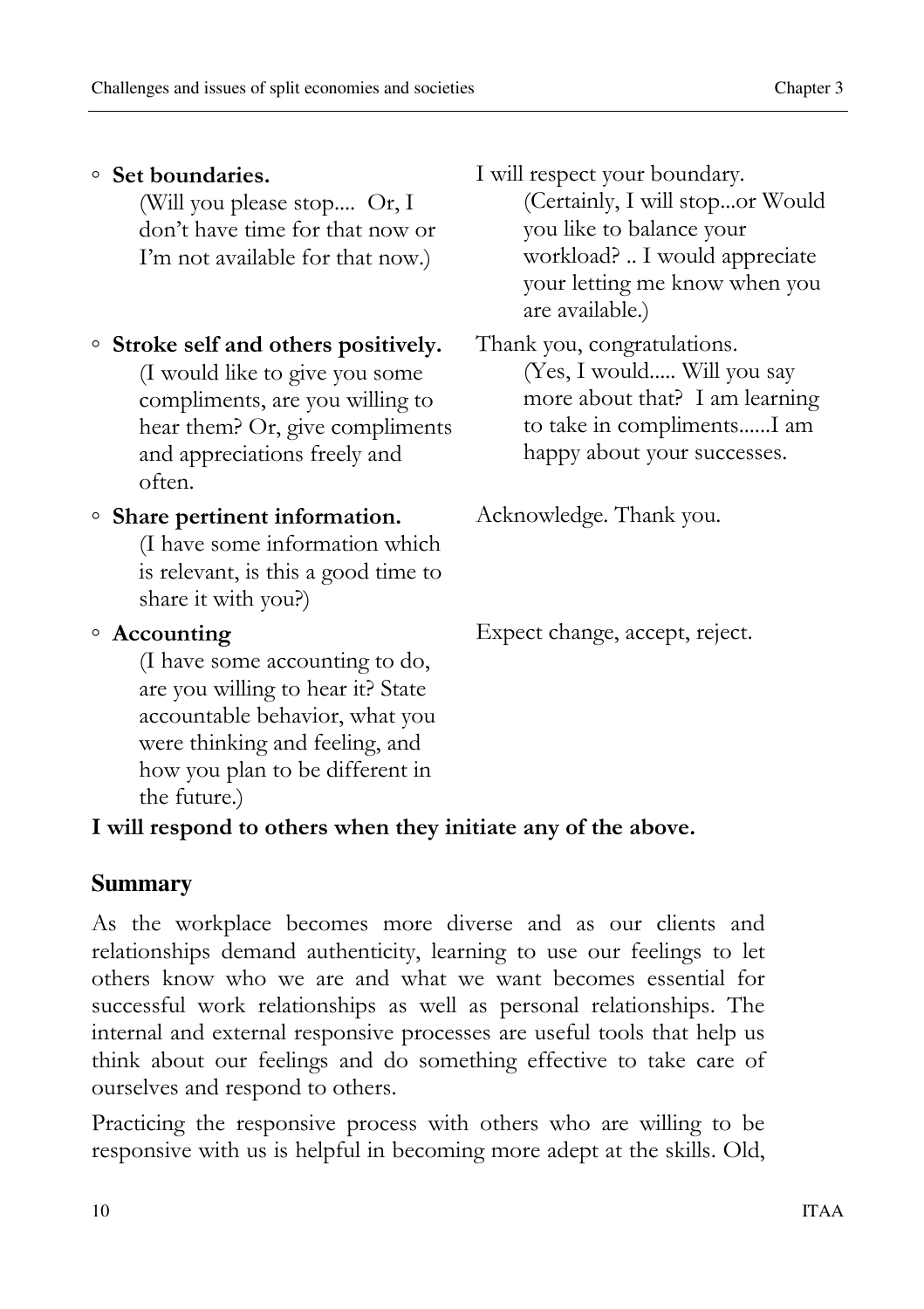| | |
|---|---|
| ◦ **Set boundaries.** (Will you please stop.... Or, I don't have time for that now or I'm not available for that now.) | I will respect your boundary. (Certainly, I will stop...or Would you like to balance your workload? .. I would appreciate your letting me know when you are available.) |
| ◦ **Stroke self and others positively.** (I would like to give you some compliments, are you willing to hear them? Or, give compliments and appreciations freely and often. | Thank you, congratulations. (Yes, I would..... Will you say more about that? I am learning to take in compliments......I am happy about your successes. |
| ◦ **Share pertinent information.** (I have some information which is relevant, is this a good time to share it with you?) | Acknowledge. Thank you. |
| ◦ **Accounting** (I have some accounting to do, are you willing to hear it? State accountable behavior, what you were thinking and feeling, and how you plan to be different in the future.) | Expect change, accept, reject. |

**I will respond to others when they initiate any of the above.**

## Summary

As the workplace becomes more diverse and as our clients and relationships demand authenticity, learning to use our feelings to let others know who we are and what we want becomes essential for successful work relationships as well as personal relationships. The internal and external responsive processes are useful tools that help us think about our feelings and do something effective to take care of ourselves and respond to others.

Practicing the responsive process with others who are willing to be responsive with us is helpful in becoming more adept at the skills. Old,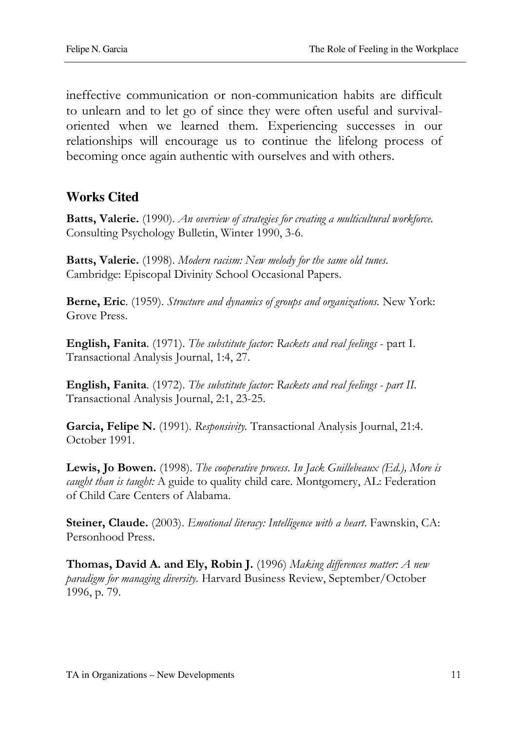ineffective communication or non-communication habits are difficult to unlearn and to let go of since they were often useful and survival-oriented when we learned them. Experiencing successes in our relationships will encourage us to continue the lifelong process of becoming once again authentic with ourselves and with others.

## Works Cited

**Batts, Valerie.** (1990). *An overview of strategies for creating a multicultural workforce.* Consulting Psychology Bulletin, Winter 1990, 3-6.

**Batts, Valerie.** (1998). *Modern racism: New melody for the same old tunes.* Cambridge: Episcopal Divinity School Occasional Papers.

**Berne, Eric**. (1959). *Structure and dynamics of groups and organizations.* New York: Grove Press.

**English, Fanita**. (1971). *The substitute factor: Rackets and real feelings* - part I. Transactional Analysis Journal, 1:4, 27.

**English, Fanita**. (1972). *The substitute factor: Rackets and real feelings - part II.* Transactional Analysis Journal, 2:1, 23-25.

**Garcia, Felipe N.** (1991). *Responsivity.* Transactional Analysis Journal, 21:4. October 1991.

**Lewis, Jo Bowen.** (1998). *The cooperative process. In Jack Guillebeaux (Ed.), More is caught than is taught:* A guide to quality child care. Montgomery, AL: Federation of Child Care Centers of Alabama.

**Steiner, Claude.** (2003). *Emotional literacy: Intelligence with a heart.* Fawnskin, CA: Personhood Press.

**Thomas, David A. and Ely, Robin J.** (1996) *Making differences matter: A new paradigm for managing diversity.* Harvard Business Review, September/October 1996, p. 79.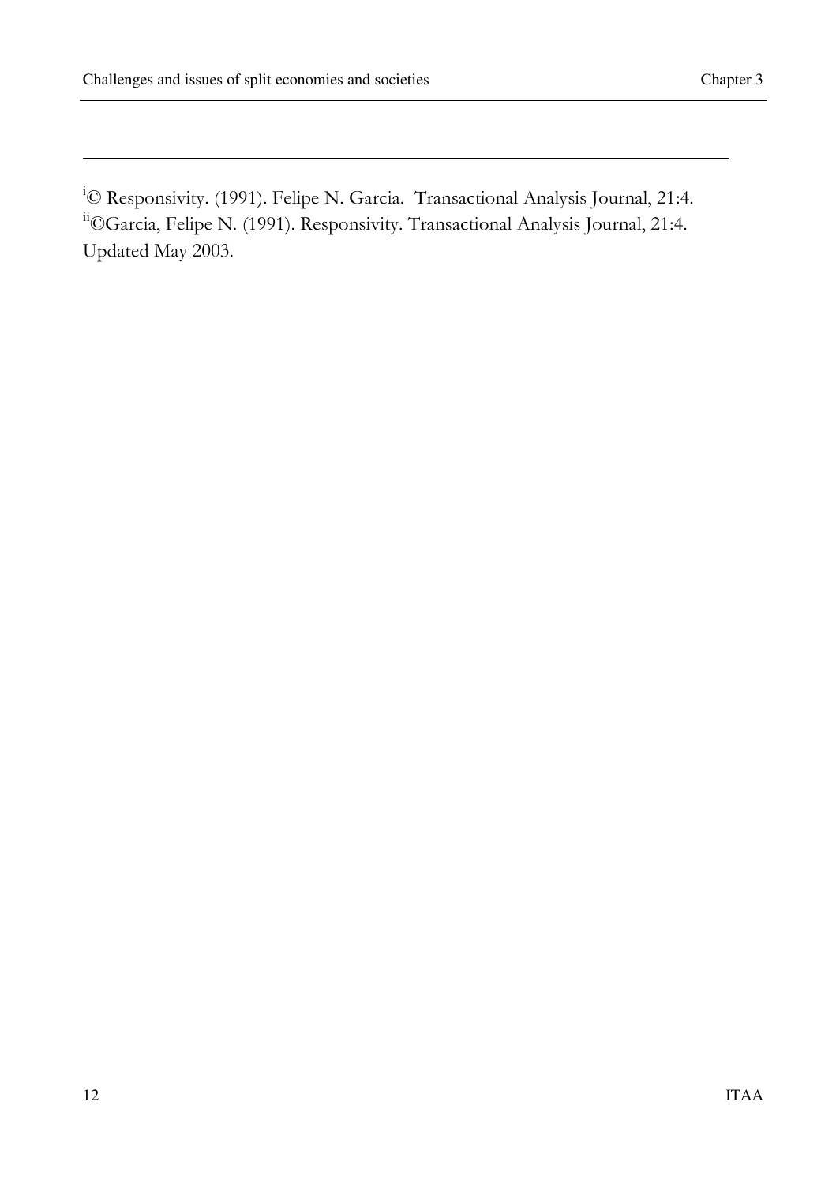---

[i]© Responsivity. (1991). Felipe N. Garcia. Transactional Analysis Journal, 21:4.
[ii]©Garcia, Felipe N. (1991). Responsivity. Transactional Analysis Journal, 21:4. Updated May 2003.